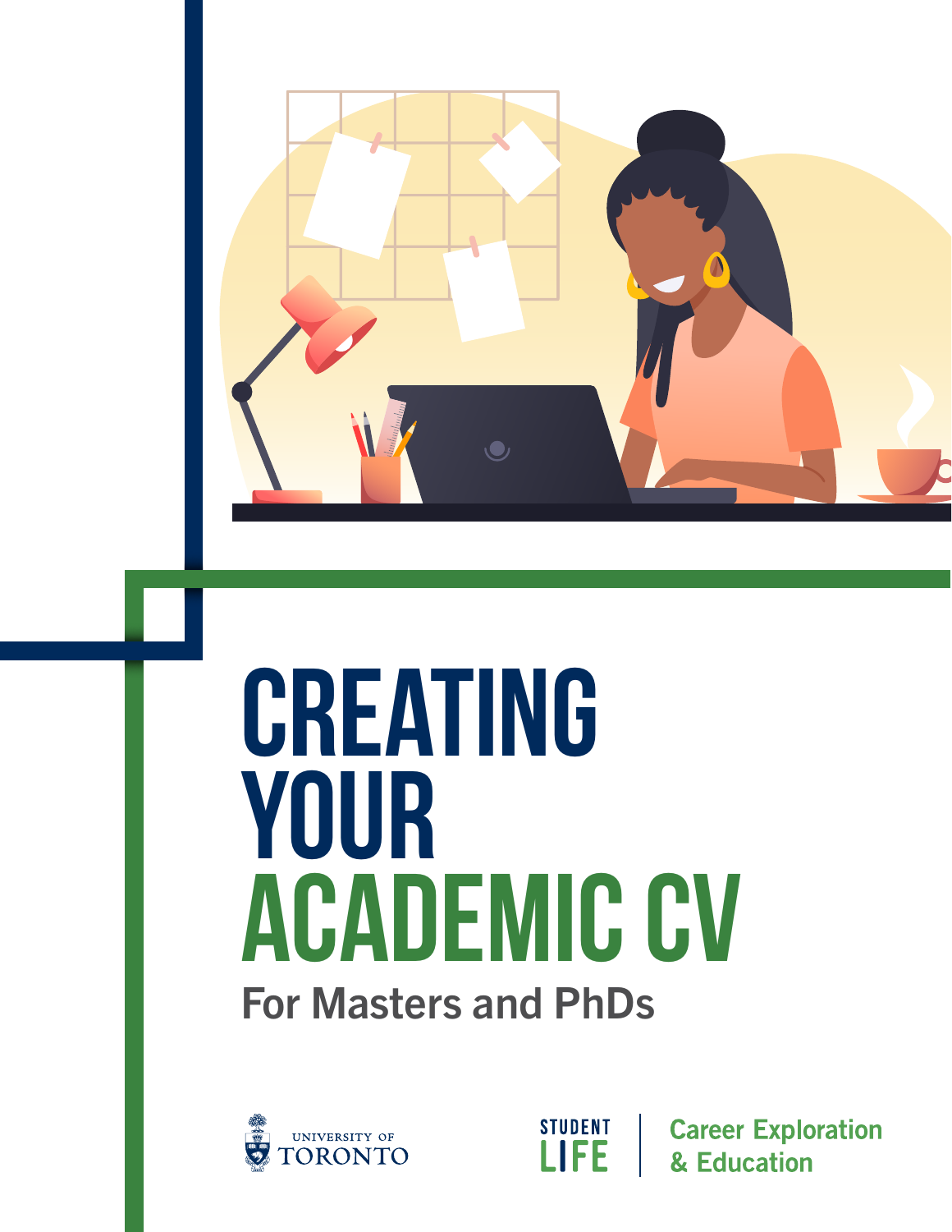# CREATING YOUR ACADEMIC CV

## For Masters and PhDs

UNIVERSITY OF TORONTO

STUDENT LIFE | Career Exploration & Education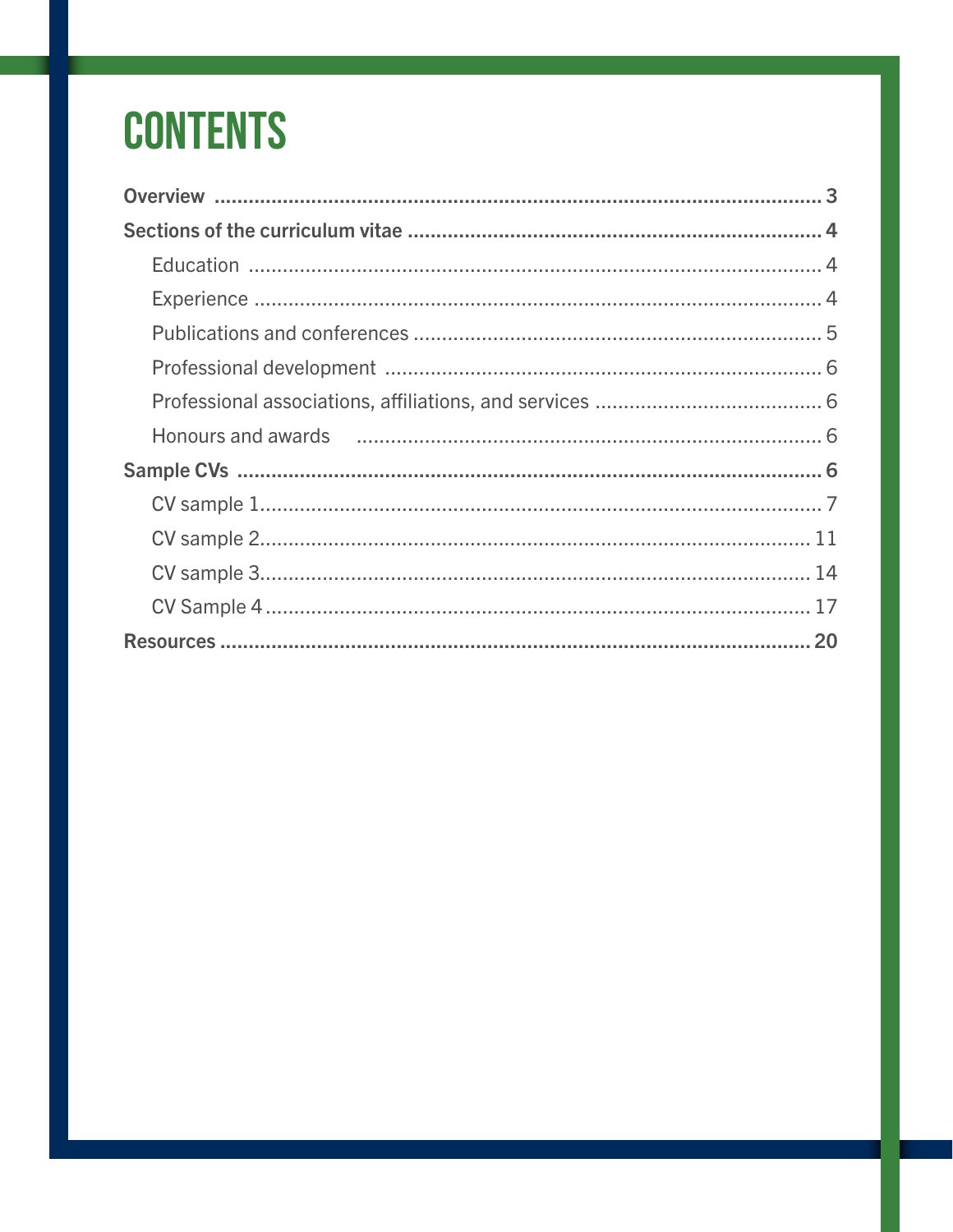# CONTENTS

**Overview** ........................................................................................................ **3**

**Sections of the curriculum vitae** ........................................................................ **4**

- Education ........................................................................................................ 4
- Experience ...................................................................................................... 4
- Publications and conferences ....................................................................... 5
- Professional development ............................................................................ 6
- Professional associations, affiliations, and services ........................................ 6
- Honours and awards ..................................................................................... 6

**Sample CVs** ..................................................................................................... **6**

- CV sample 1.................................................................................................... 7
- CV sample 2.................................................................................................. 11
- CV sample 3.................................................................................................. 14
- CV Sample 4 ................................................................................................. 17

**Resources** ...................................................................................................... **20**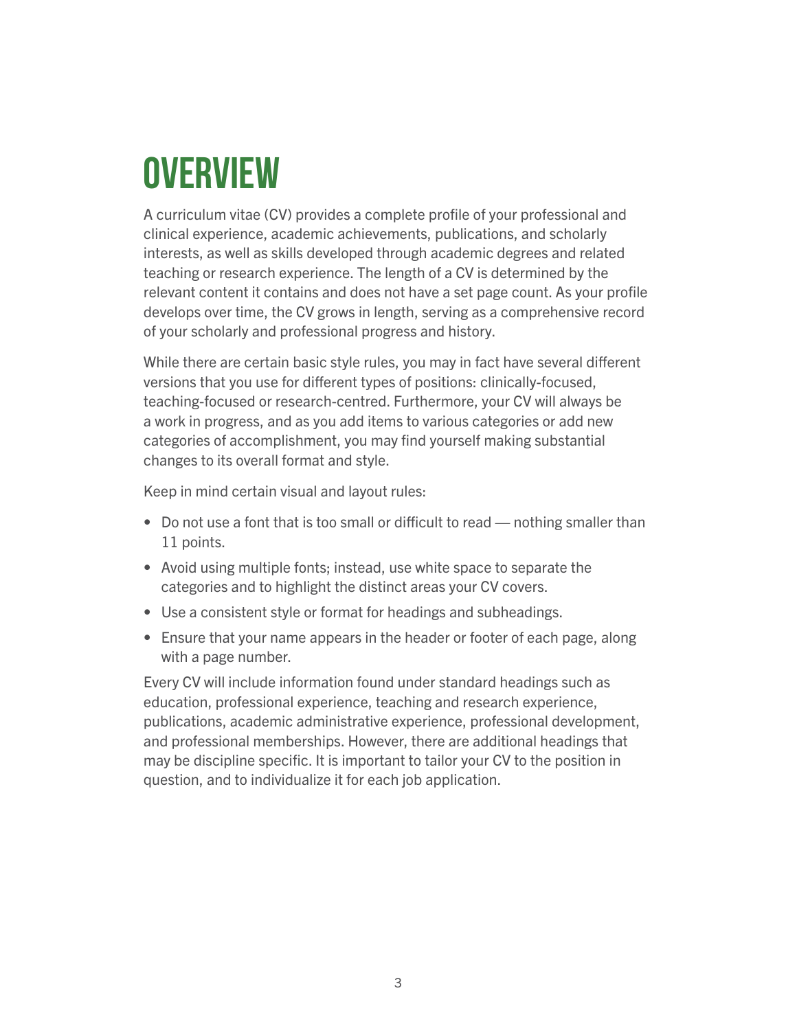# OVERVIEW

A curriculum vitae (CV) provides a complete profile of your professional and clinical experience, academic achievements, publications, and scholarly interests, as well as skills developed through academic degrees and related teaching or research experience. The length of a CV is determined by the relevant content it contains and does not have a set page count. As your profile develops over time, the CV grows in length, serving as a comprehensive record of your scholarly and professional progress and history.

While there are certain basic style rules, you may in fact have several different versions that you use for different types of positions: clinically-focused, teaching-focused or research-centred. Furthermore, your CV will always be a work in progress, and as you add items to various categories or add new categories of accomplishment, you may find yourself making substantial changes to its overall format and style.

Keep in mind certain visual and layout rules:

- Do not use a font that is too small or difficult to read — nothing smaller than 11 points.
- Avoid using multiple fonts; instead, use white space to separate the categories and to highlight the distinct areas your CV covers.
- Use a consistent style or format for headings and subheadings.
- Ensure that your name appears in the header or footer of each page, along with a page number.

Every CV will include information found under standard headings such as education, professional experience, teaching and research experience, publications, academic administrative experience, professional development, and professional memberships. However, there are additional headings that may be discipline specific. It is important to tailor your CV to the position in question, and to individualize it for each job application.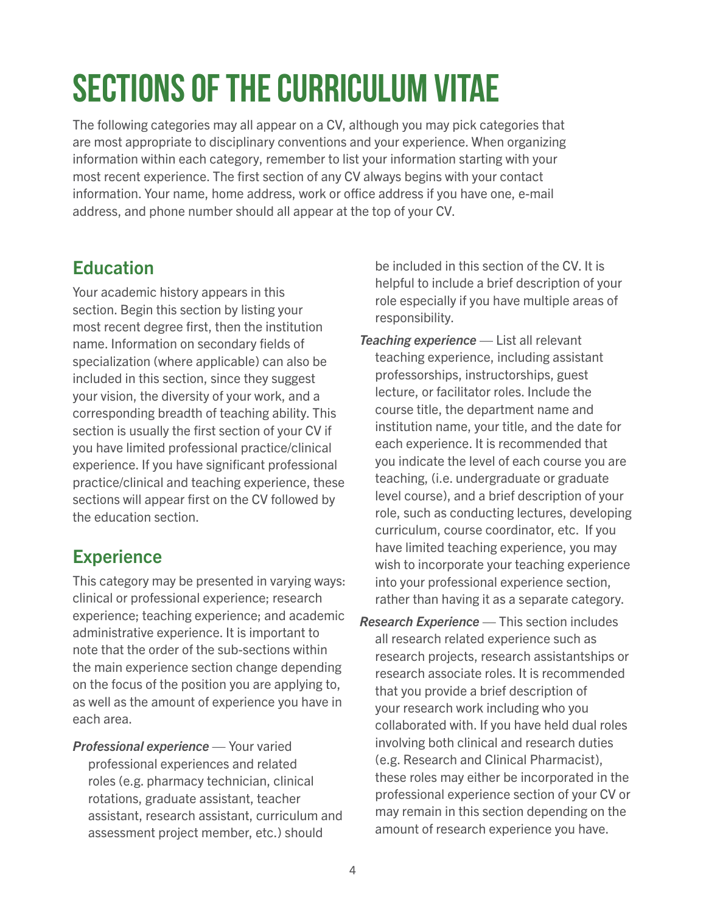# SECTIONS OF THE CURRICULUM VITAE

The following categories may all appear on a CV, although you may pick categories that are most appropriate to disciplinary conventions and your experience. When organizing information within each category, remember to list your information starting with your most recent experience. The first section of any CV always begins with your contact information. Your name, home address, work or office address if you have one, e-mail address, and phone number should all appear at the top of your CV.

## Education

Your academic history appears in this section. Begin this section by listing your most recent degree first, then the institution name. Information on secondary fields of specialization (where applicable) can also be included in this section, since they suggest your vision, the diversity of your work, and a corresponding breadth of teaching ability. This section is usually the first section of your CV if you have limited professional practice/clinical experience. If you have significant professional practice/clinical and teaching experience, these sections will appear first on the CV followed by the education section.

## Experience

This category may be presented in varying ways: clinical or professional experience; research experience; teaching experience; and academic administrative experience. It is important to note that the order of the sub-sections within the main experience section change depending on the focus of the position you are applying to, as well as the amount of experience you have in each area.

***Professional experience*** — Your varied professional experiences and related roles (e.g. pharmacy technician, clinical rotations, graduate assistant, teacher assistant, research assistant, curriculum and assessment project member, etc.) should be included in this section of the CV. It is helpful to include a brief description of your role especially if you have multiple areas of responsibility.

***Teaching experience*** — List all relevant teaching experience, including assistant professorships, instructorships, guest lecture, or facilitator roles. Include the course title, the department name and institution name, your title, and the date for each experience. It is recommended that you indicate the level of each course you are teaching, (i.e. undergraduate or graduate level course), and a brief description of your role, such as conducting lectures, developing curriculum, course coordinator, etc. If you have limited teaching experience, you may wish to incorporate your teaching experience into your professional experience section, rather than having it as a separate category.

***Research Experience*** — This section includes all research related experience such as research projects, research assistantships or research associate roles. It is recommended that you provide a brief description of your research work including who you collaborated with. If you have held dual roles involving both clinical and research duties (e.g. Research and Clinical Pharmacist), these roles may either be incorporated in the professional experience section of your CV or may remain in this section depending on the amount of research experience you have.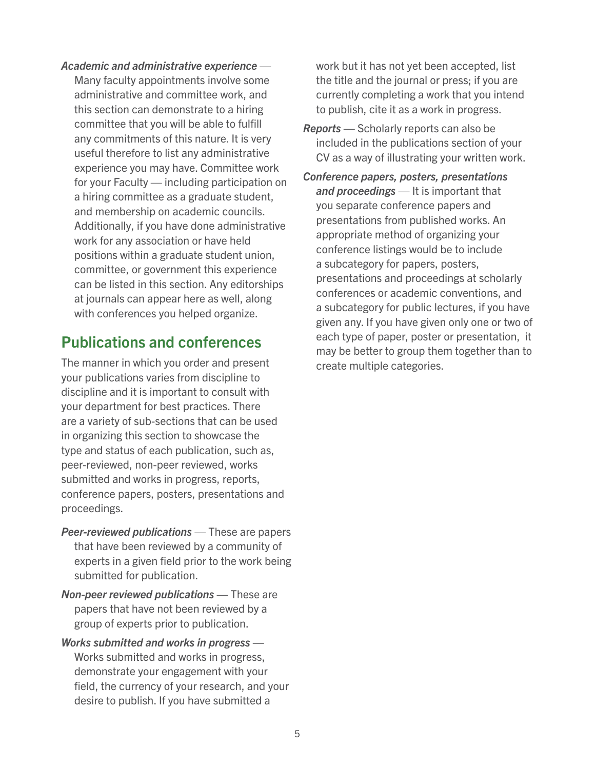*Academic and administrative experience* — Many faculty appointments involve some administrative and committee work, and this section can demonstrate to a hiring committee that you will be able to fulfill any commitments of this nature. It is very useful therefore to list any administrative experience you may have. Committee work for your Faculty — including participation on a hiring committee as a graduate student, and membership on academic councils. Additionally, if you have done administrative work for any association or have held positions within a graduate student union, committee, or government this experience can be listed in this section. Any editorships at journals can appear here as well, along with conferences you helped organize.

## Publications and conferences

The manner in which you order and present your publications varies from discipline to discipline and it is important to consult with your department for best practices. There are a variety of sub-sections that can be used in organizing this section to showcase the type and status of each publication, such as, peer-reviewed, non-peer reviewed, works submitted and works in progress, reports, conference papers, posters, presentations and proceedings.

*Peer-reviewed publications* — These are papers that have been reviewed by a community of experts in a given field prior to the work being submitted for publication.

*Non-peer reviewed publications* — These are papers that have not been reviewed by a group of experts prior to publication.

*Works submitted and works in progress* — Works submitted and works in progress, demonstrate your engagement with your field, the currency of your research, and your desire to publish. If you have submitted a work but it has not yet been accepted, list the title and the journal or press; if you are currently completing a work that you intend to publish, cite it as a work in progress.

*Reports* — Scholarly reports can also be included in the publications section of your CV as a way of illustrating your written work.

*Conference papers, posters, presentations and proceedings* — It is important that you separate conference papers and presentations from published works. An appropriate method of organizing your conference listings would be to include a subcategory for papers, posters, presentations and proceedings at scholarly conferences or academic conventions, and a subcategory for public lectures, if you have given any. If you have given only one or two of each type of paper, poster or presentation, it may be better to group them together than to create multiple categories.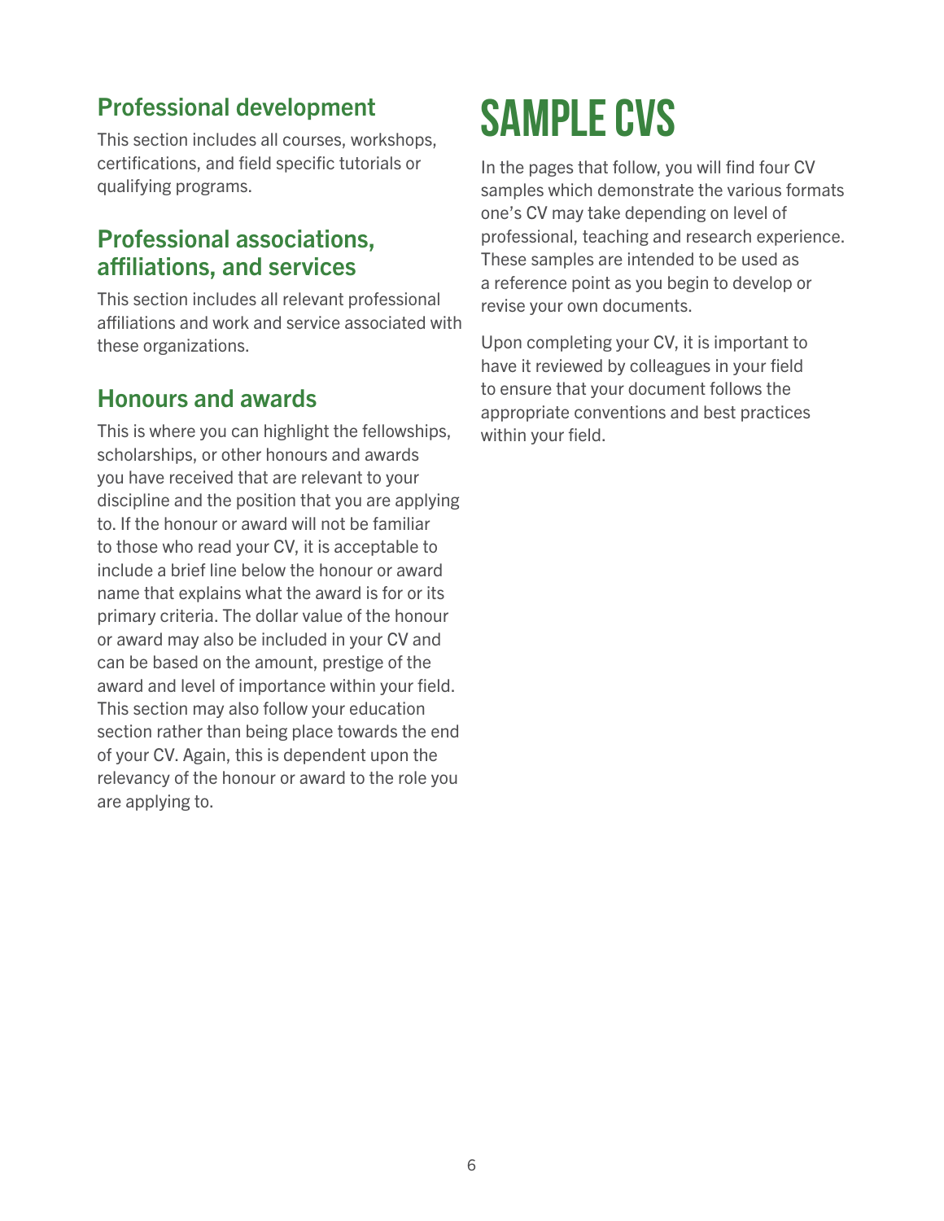## Professional development

This section includes all courses, workshops, certifications, and field specific tutorials or qualifying programs.

## Professional associations, affiliations, and services

This section includes all relevant professional affiliations and work and service associated with these organizations.

## Honours and awards

This is where you can highlight the fellowships, scholarships, or other honours and awards you have received that are relevant to your discipline and the position that you are applying to. If the honour or award will not be familiar to those who read your CV, it is acceptable to include a brief line below the honour or award name that explains what the award is for or its primary criteria. The dollar value of the honour or award may also be included in your CV and can be based on the amount, prestige of the award and level of importance within your field. This section may also follow your education section rather than being place towards the end of your CV. Again, this is dependent upon the relevancy of the honour or award to the role you are applying to.

# SAMPLE CVS

In the pages that follow, you will find four CV samples which demonstrate the various formats one's CV may take depending on level of professional, teaching and research experience. These samples are intended to be used as a reference point as you begin to develop or revise your own documents.

Upon completing your CV, it is important to have it reviewed by colleagues in your field to ensure that your document follows the appropriate conventions and best practices within your field.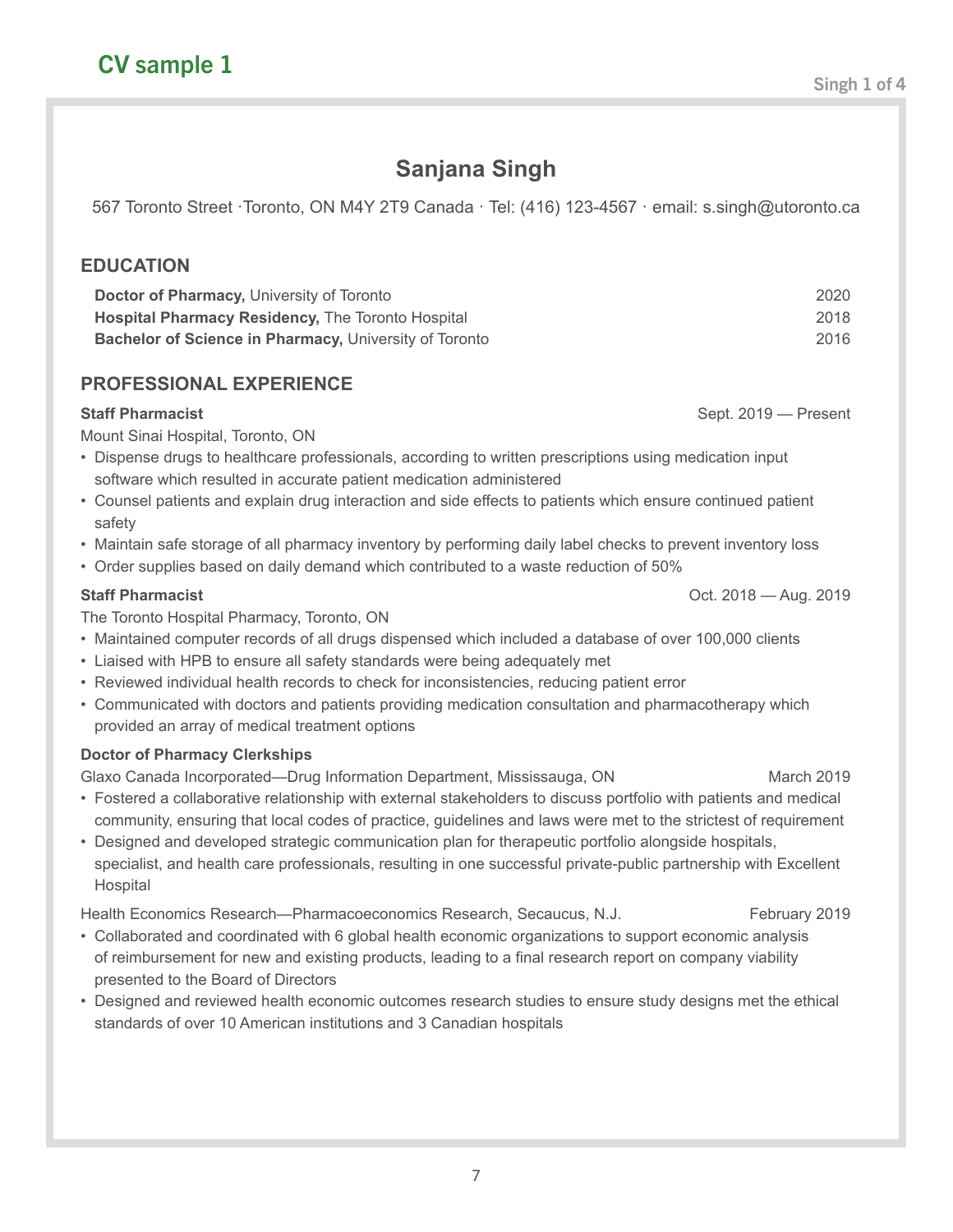# CV sample 1

## Sanjana Singh

567 Toronto Street ·Toronto, ON M4Y 2T9 Canada · Tel: (416) 123-4567 · email: s.singh@utoronto.ca

### EDUCATION

**Doctor of Pharmacy,** University of Toronto — 2020
**Hospital Pharmacy Residency,** The Toronto Hospital — 2018
**Bachelor of Science in Pharmacy,** University of Toronto — 2016

### PROFESSIONAL EXPERIENCE

**Staff Pharmacist** — Sept. 2019 — Present
Mount Sinai Hospital, Toronto, ON

- Dispense drugs to healthcare professionals, according to written prescriptions using medication input software which resulted in accurate patient medication administered
- Counsel patients and explain drug interaction and side effects to patients which ensure continued patient safety
- Maintain safe storage of all pharmacy inventory by performing daily label checks to prevent inventory loss
- Order supplies based on daily demand which contributed to a waste reduction of 50%

**Staff Pharmacist** — Oct. 2018 — Aug. 2019
The Toronto Hospital Pharmacy, Toronto, ON

- Maintained computer records of all drugs dispensed which included a database of over 100,000 clients
- Liaised with HPB to ensure all safety standards were being adequately met
- Reviewed individual health records to check for inconsistencies, reducing patient error
- Communicated with doctors and patients providing medication consultation and pharmacotherapy which provided an array of medical treatment options

**Doctor of Pharmacy Clerkships**

Glaxo Canada Incorporated—Drug Information Department, Mississauga, ON — March 2019

- Fostered a collaborative relationship with external stakeholders to discuss portfolio with patients and medical community, ensuring that local codes of practice, guidelines and laws were met to the strictest of requirement
- Designed and developed strategic communication plan for therapeutic portfolio alongside hospitals, specialist, and health care professionals, resulting in one successful private-public partnership with Excellent Hospital

Health Economics Research—Pharmacoeconomics Research, Secaucus, N.J. — February 2019

- Collaborated and coordinated with 6 global health economic organizations to support economic analysis of reimbursement for new and existing products, leading to a final research report on company viability presented to the Board of Directors
- Designed and reviewed health economic outcomes research studies to ensure study designs met the ethical standards of over 10 American institutions and 3 Canadian hospitals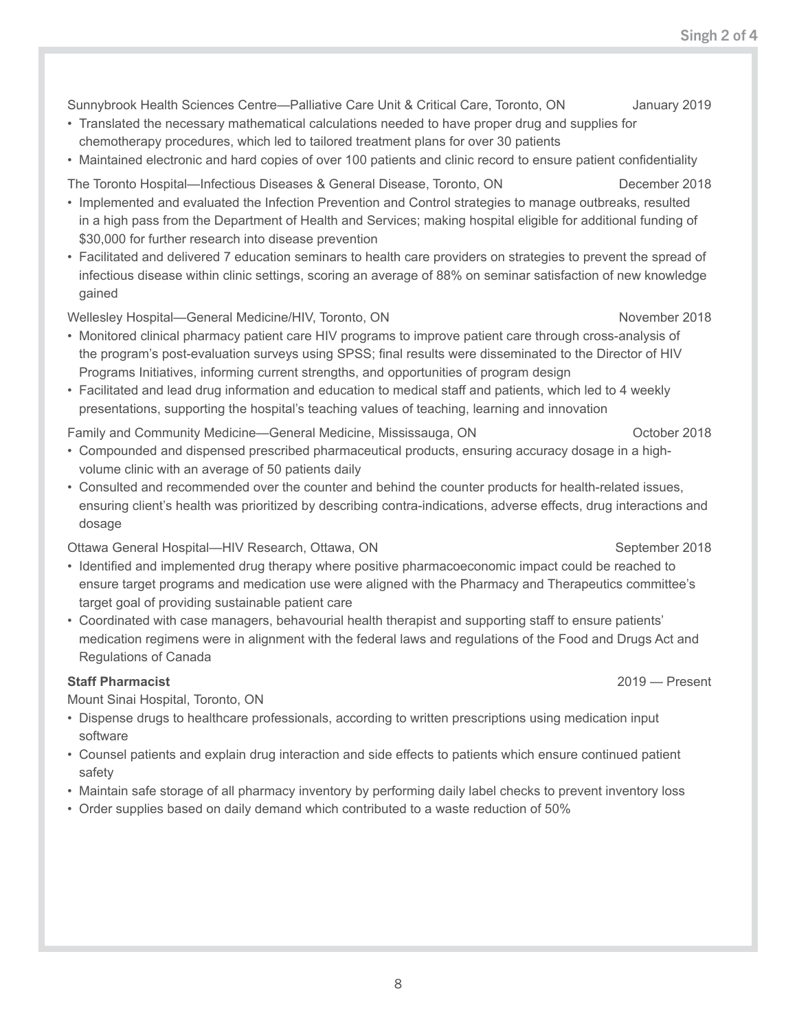Sunnybrook Health Sciences Centre—Palliative Care Unit & Critical Care, Toronto, ON January 2019

- Translated the necessary mathematical calculations needed to have proper drug and supplies for chemotherapy procedures, which led to tailored treatment plans for over 30 patients
- Maintained electronic and hard copies of over 100 patients and clinic record to ensure patient confidentiality

The Toronto Hospital—Infectious Diseases & General Disease, Toronto, ON December 2018

- Implemented and evaluated the Infection Prevention and Control strategies to manage outbreaks, resulted in a high pass from the Department of Health and Services; making hospital eligible for additional funding of $30,000 for further research into disease prevention
- Facilitated and delivered 7 education seminars to health care providers on strategies to prevent the spread of infectious disease within clinic settings, scoring an average of 88% on seminar satisfaction of new knowledge gained

Wellesley Hospital—General Medicine/HIV, Toronto, ON November 2018

- Monitored clinical pharmacy patient care HIV programs to improve patient care through cross-analysis of the program's post-evaluation surveys using SPSS; final results were disseminated to the Director of HIV Programs Initiatives, informing current strengths, and opportunities of program design
- Facilitated and lead drug information and education to medical staff and patients, which led to 4 weekly presentations, supporting the hospital's teaching values of teaching, learning and innovation

Family and Community Medicine—General Medicine, Mississauga, ON October 2018

- Compounded and dispensed prescribed pharmaceutical products, ensuring accuracy dosage in a high-volume clinic with an average of 50 patients daily
- Consulted and recommended over the counter and behind the counter products for health-related issues, ensuring client's health was prioritized by describing contra-indications, adverse effects, drug interactions and dosage

Ottawa General Hospital—HIV Research, Ottawa, ON September 2018

- Identified and implemented drug therapy where positive pharmacoeconomic impact could be reached to ensure target programs and medication use were aligned with the Pharmacy and Therapeutics committee's target goal of providing sustainable patient care
- Coordinated with case managers, behavourial health therapist and supporting staff to ensure patients' medication regimens were in alignment with the federal laws and regulations of the Food and Drugs Act and Regulations of Canada

**Staff Pharmacist** 2019 — Present

Mount Sinai Hospital, Toronto, ON

- Dispense drugs to healthcare professionals, according to written prescriptions using medication input software
- Counsel patients and explain drug interaction and side effects to patients which ensure continued patient safety
- Maintain safe storage of all pharmacy inventory by performing daily label checks to prevent inventory loss
- Order supplies based on daily demand which contributed to a waste reduction of 50%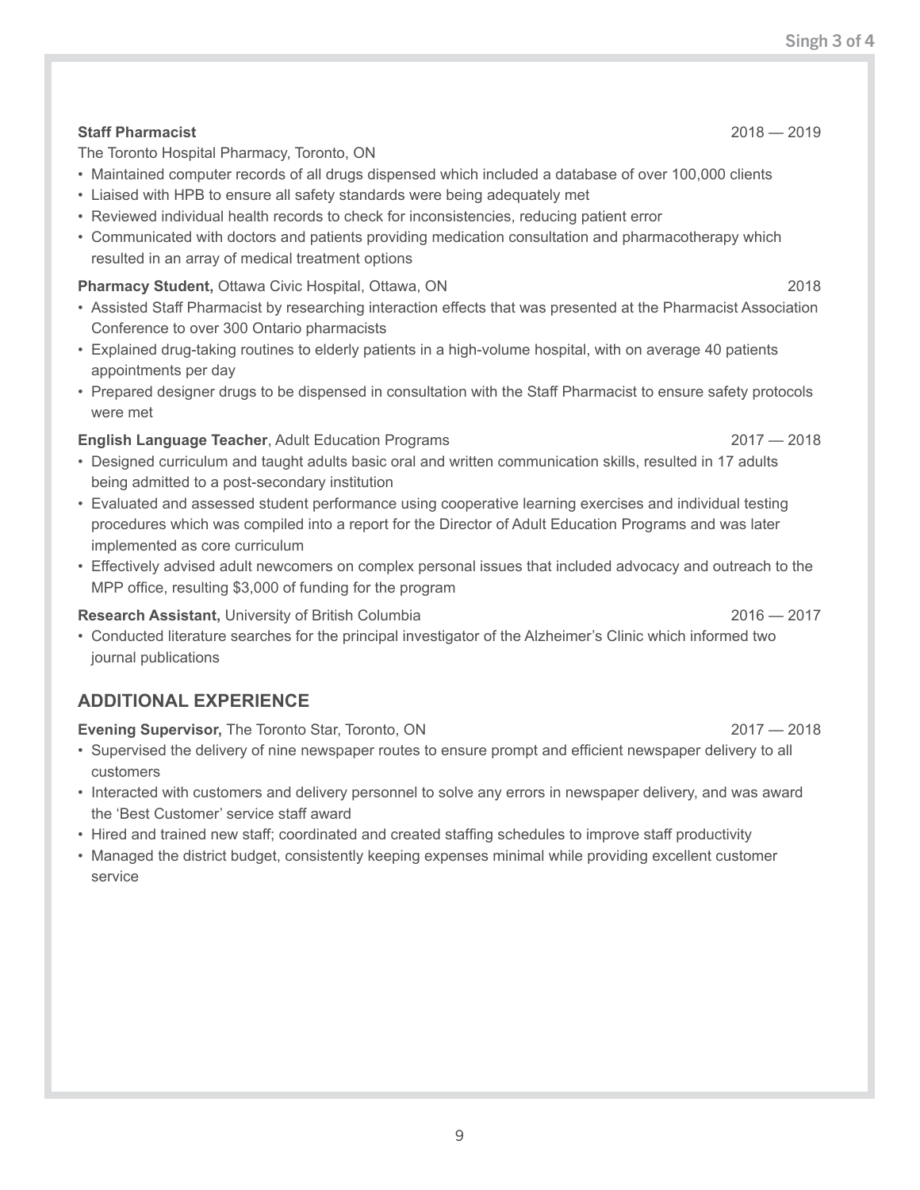**Staff Pharmacist** 2018 — 2019

The Toronto Hospital Pharmacy, Toronto, ON

- Maintained computer records of all drugs dispensed which included a database of over 100,000 clients
- Liaised with HPB to ensure all safety standards were being adequately met
- Reviewed individual health records to check for inconsistencies, reducing patient error
- Communicated with doctors and patients providing medication consultation and pharmacotherapy which resulted in an array of medical treatment options

**Pharmacy Student,** Ottawa Civic Hospital, Ottawa, ON 2018

- Assisted Staff Pharmacist by researching interaction effects that was presented at the Pharmacist Association Conference to over 300 Ontario pharmacists
- Explained drug-taking routines to elderly patients in a high-volume hospital, with on average 40 patients appointments per day
- Prepared designer drugs to be dispensed in consultation with the Staff Pharmacist to ensure safety protocols were met

**English Language Teacher**, Adult Education Programs 2017 — 2018

- Designed curriculum and taught adults basic oral and written communication skills, resulted in 17 adults being admitted to a post-secondary institution
- Evaluated and assessed student performance using cooperative learning exercises and individual testing procedures which was compiled into a report for the Director of Adult Education Programs and was later implemented as core curriculum
- Effectively advised adult newcomers on complex personal issues that included advocacy and outreach to the MPP office, resulting $3,000 of funding for the program

**Research Assistant,** University of British Columbia 2016 — 2017

- Conducted literature searches for the principal investigator of the Alzheimer's Clinic which informed two journal publications

## ADDITIONAL EXPERIENCE

**Evening Supervisor,** The Toronto Star, Toronto, ON 2017 — 2018

- Supervised the delivery of nine newspaper routes to ensure prompt and efficient newspaper delivery to all customers
- Interacted with customers and delivery personnel to solve any errors in newspaper delivery, and was award the 'Best Customer' service staff award
- Hired and trained new staff; coordinated and created staffing schedules to improve staff productivity
- Managed the district budget, consistently keeping expenses minimal while providing excellent customer service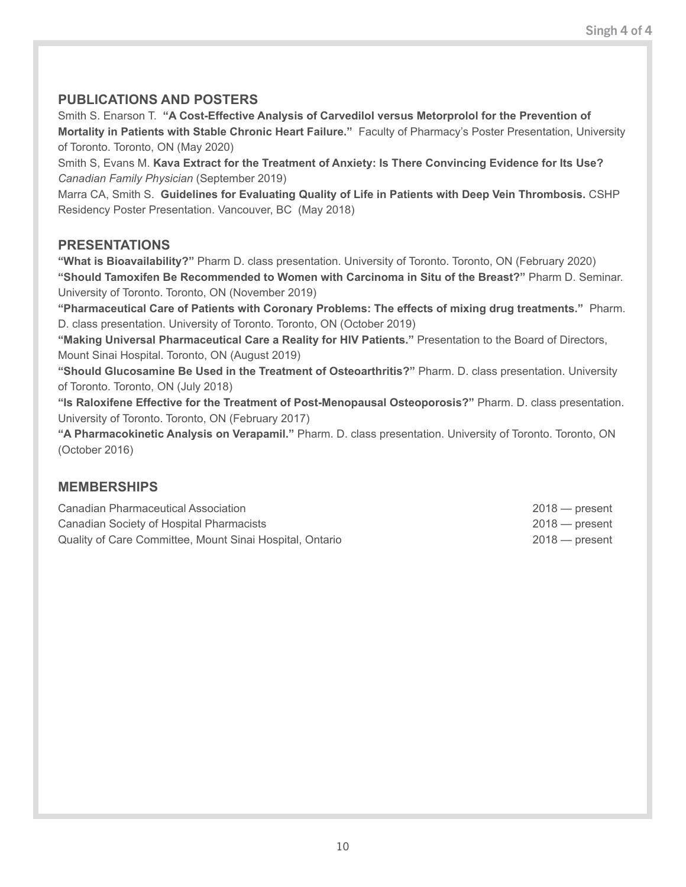## PUBLICATIONS AND POSTERS

Smith S. Enarson T. **"A Cost-Effective Analysis of Carvedilol versus Metorprolol for the Prevention of Mortality in Patients with Stable Chronic Heart Failure."** Faculty of Pharmacy's Poster Presentation, University of Toronto. Toronto, ON (May 2020)

Smith S, Evans M. **Kava Extract for the Treatment of Anxiety: Is There Convincing Evidence for Its Use?** *Canadian Family Physician* (September 2019)

Marra CA, Smith S. **Guidelines for Evaluating Quality of Life in Patients with Deep Vein Thrombosis.** CSHP Residency Poster Presentation. Vancouver, BC (May 2018)

## PRESENTATIONS

**"What is Bioavailability?"** Pharm D. class presentation. University of Toronto. Toronto, ON (February 2020)

**"Should Tamoxifen Be Recommended to Women with Carcinoma in Situ of the Breast?"** Pharm D. Seminar. University of Toronto. Toronto, ON (November 2019)

**"Pharmaceutical Care of Patients with Coronary Problems: The effects of mixing drug treatments."** Pharm. D. class presentation. University of Toronto. Toronto, ON (October 2019)

**"Making Universal Pharmaceutical Care a Reality for HIV Patients."** Presentation to the Board of Directors, Mount Sinai Hospital. Toronto, ON (August 2019)

**"Should Glucosamine Be Used in the Treatment of Osteoarthritis?"** Pharm. D. class presentation. University of Toronto. Toronto, ON (July 2018)

**"Is Raloxifene Effective for the Treatment of Post-Menopausal Osteoporosis?"** Pharm. D. class presentation. University of Toronto. Toronto, ON (February 2017)

**"A Pharmacokinetic Analysis on Verapamil."** Pharm. D. class presentation. University of Toronto. Toronto, ON (October 2016)

## MEMBERSHIPS

Canadian Pharmaceutical Association — 2018 — present

Canadian Society of Hospital Pharmacists — 2018 — present

Quality of Care Committee, Mount Sinai Hospital, Ontario — 2018 — present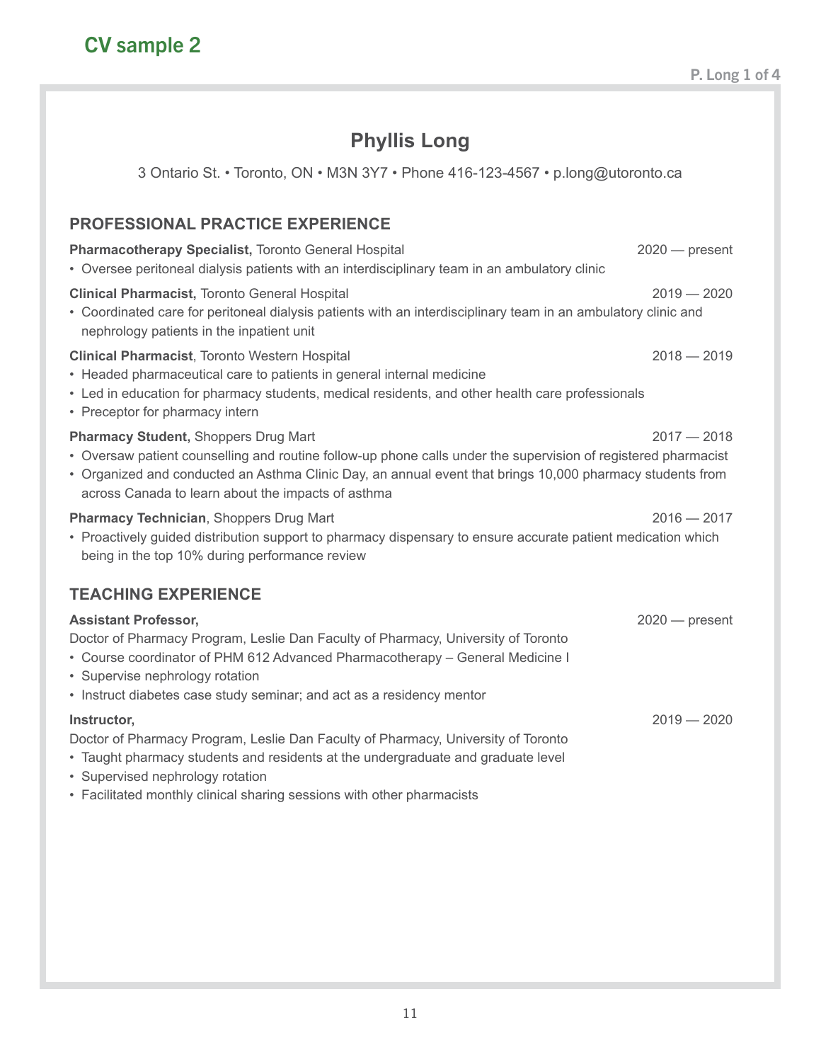## CV sample 2

# Phyllis Long

3 Ontario St. • Toronto, ON • M3N 3Y7 • Phone 416-123-4567 • p.long@utoronto.ca

## PROFESSIONAL PRACTICE EXPERIENCE

**Pharmacotherapy Specialist,** Toronto General Hospital — 2020 — present

- Oversee peritoneal dialysis patients with an interdisciplinary team in an ambulatory clinic

**Clinical Pharmacist,** Toronto General Hospital — 2019 — 2020

- Coordinated care for peritoneal dialysis patients with an interdisciplinary team in an ambulatory clinic and nephrology patients in the inpatient unit

**Clinical Pharmacist**, Toronto Western Hospital — 2018 — 2019

- Headed pharmaceutical care to patients in general internal medicine
- Led in education for pharmacy students, medical residents, and other health care professionals
- Preceptor for pharmacy intern

**Pharmacy Student,** Shoppers Drug Mart — 2017 — 2018

- Oversaw patient counselling and routine follow-up phone calls under the supervision of registered pharmacist
- Organized and conducted an Asthma Clinic Day, an annual event that brings 10,000 pharmacy students from across Canada to learn about the impacts of asthma

**Pharmacy Technician**, Shoppers Drug Mart — 2016 — 2017

- Proactively guided distribution support to pharmacy dispensary to ensure accurate patient medication which being in the top 10% during performance review

## TEACHING EXPERIENCE

**Assistant Professor,** — 2020 — present

Doctor of Pharmacy Program, Leslie Dan Faculty of Pharmacy, University of Toronto

- Course coordinator of PHM 612 Advanced Pharmacotherapy – General Medicine I
- Supervise nephrology rotation
- Instruct diabetes case study seminar; and act as a residency mentor

**Instructor,** — 2019 — 2020

Doctor of Pharmacy Program, Leslie Dan Faculty of Pharmacy, University of Toronto

- Taught pharmacy students and residents at the undergraduate and graduate level
- Supervised nephrology rotation
- Facilitated monthly clinical sharing sessions with other pharmacists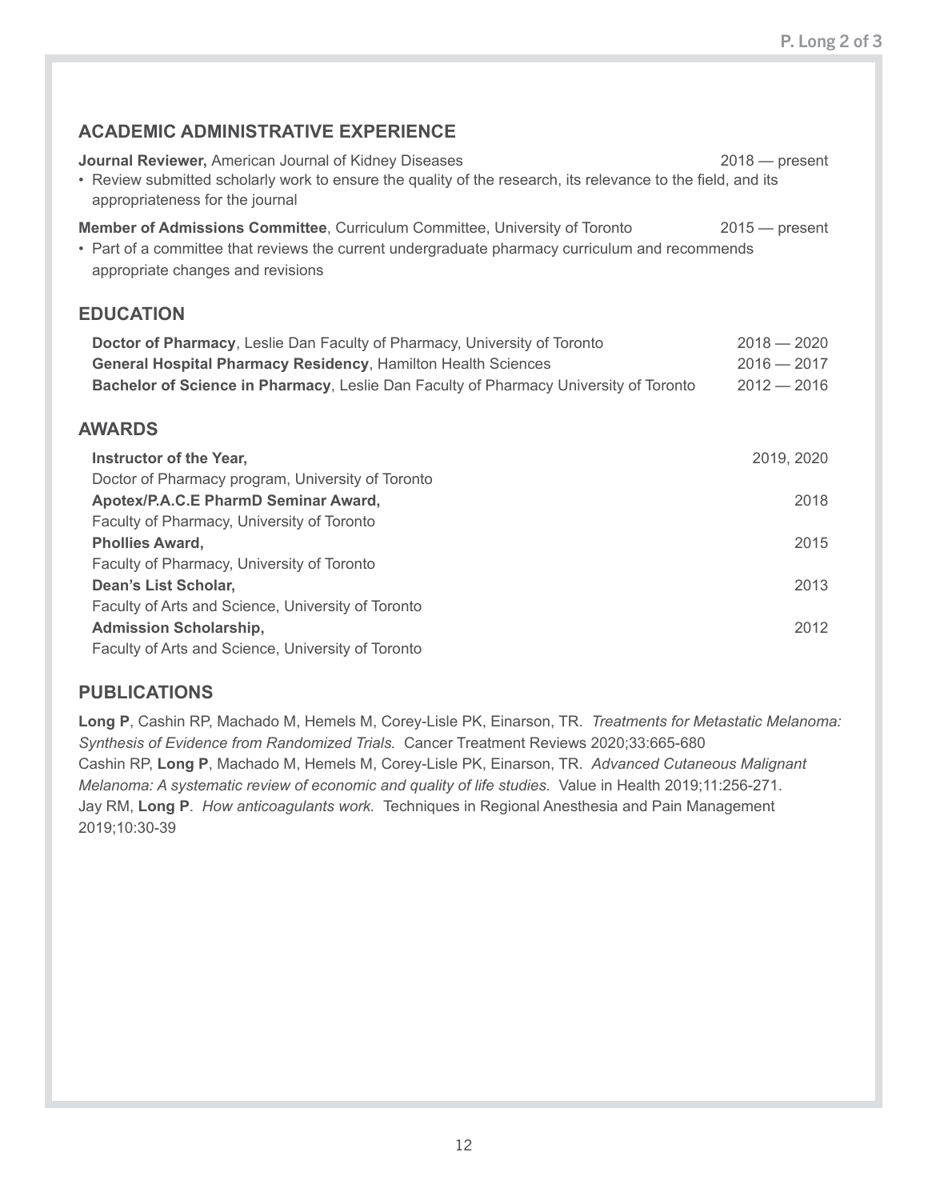## ACADEMIC ADMINISTRATIVE EXPERIENCE

**Journal Reviewer,** American Journal of Kidney Diseases — 2018 — present

- Review submitted scholarly work to ensure the quality of the research, its relevance to the field, and its appropriateness for the journal

**Member of Admissions Committee**, Curriculum Committee, University of Toronto — 2015 — present

- Part of a committee that reviews the current undergraduate pharmacy curriculum and recommends appropriate changes and revisions

## EDUCATION

**Doctor of Pharmacy**, Leslie Dan Faculty of Pharmacy, University of Toronto — 2018 — 2020
**General Hospital Pharmacy Residency**, Hamilton Health Sciences — 2016 — 2017
**Bachelor of Science in Pharmacy**, Leslie Dan Faculty of Pharmacy University of Toronto — 2012 — 2016

## AWARDS

**Instructor of the Year,** — 2019, 2020
Doctor of Pharmacy program, University of Toronto

**Apotex/P.A.C.E PharmD Seminar Award,** — 2018
Faculty of Pharmacy, University of Toronto

**Phollies Award,** — 2015
Faculty of Pharmacy, University of Toronto

**Dean's List Scholar,** — 2013
Faculty of Arts and Science, University of Toronto

**Admission Scholarship,** — 2012
Faculty of Arts and Science, University of Toronto

## PUBLICATIONS

**Long P**, Cashin RP, Machado M, Hemels M, Corey-Lisle PK, Einarson, TR. *Treatments for Metastatic Melanoma: Synthesis of Evidence from Randomized Trials.* Cancer Treatment Reviews 2020;33:665-680

Cashin RP, **Long P**, Machado M, Hemels M, Corey-Lisle PK, Einarson, TR. *Advanced Cutaneous Malignant Melanoma: A systematic review of economic and quality of life studies.* Value in Health 2019;11:256-271.

Jay RM, **Long P**. *How anticoagulants work.* Techniques in Regional Anesthesia and Pain Management 2019;10:30-39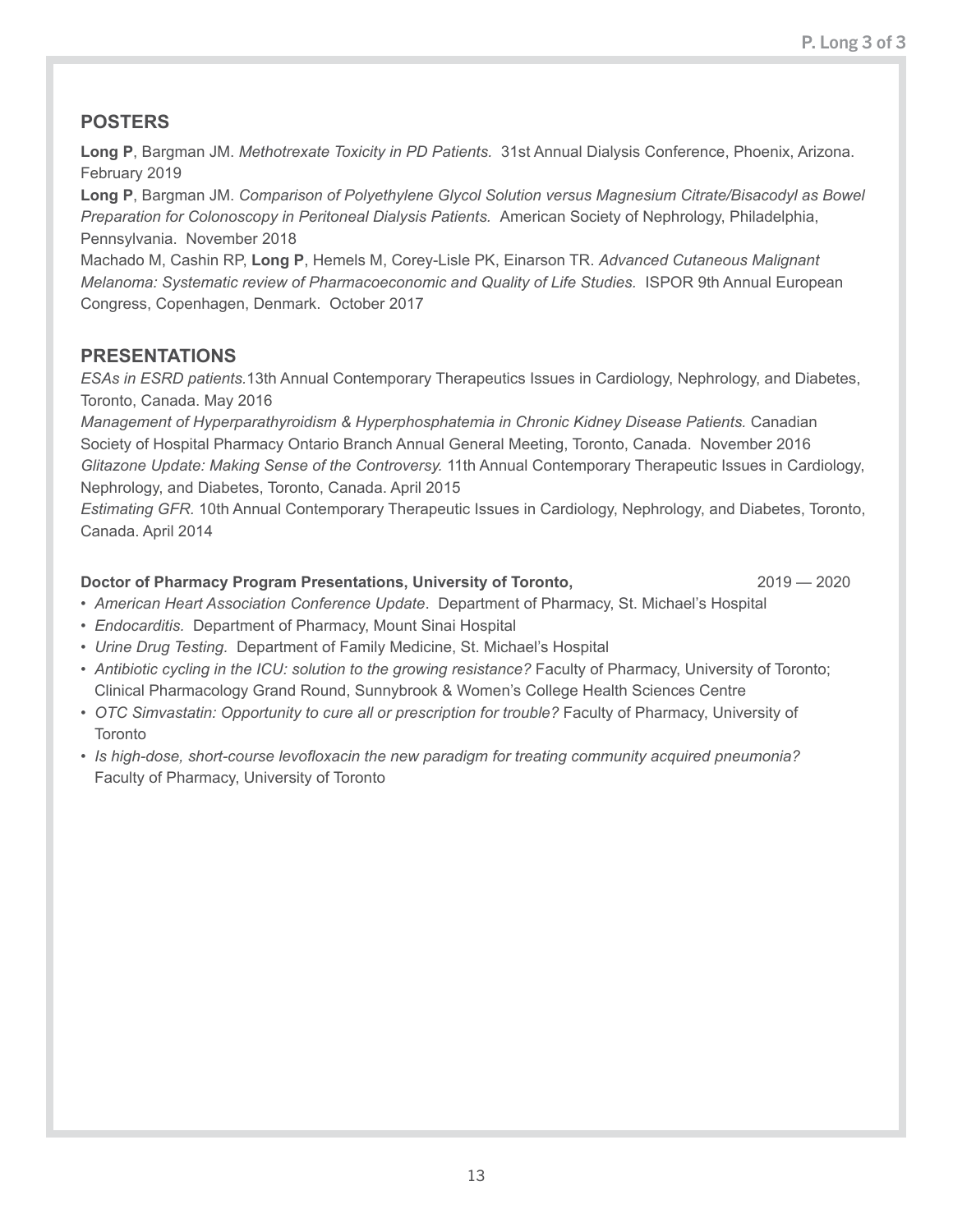## POSTERS

**Long P**, Bargman JM. *Methotrexate Toxicity in PD Patients.* 31st Annual Dialysis Conference, Phoenix, Arizona. February 2019

**Long P**, Bargman JM. *Comparison of Polyethylene Glycol Solution versus Magnesium Citrate/Bisacodyl as Bowel Preparation for Colonoscopy in Peritoneal Dialysis Patients.* American Society of Nephrology, Philadelphia, Pennsylvania. November 2018

Machado M, Cashin RP, **Long P**, Hemels M, Corey-Lisle PK, Einarson TR. *Advanced Cutaneous Malignant Melanoma: Systematic review of Pharmacoeconomic and Quality of Life Studies.* ISPOR 9th Annual European Congress, Copenhagen, Denmark. October 2017

## PRESENTATIONS

*ESAs in ESRD patients.* 13th Annual Contemporary Therapeutics Issues in Cardiology, Nephrology, and Diabetes, Toronto, Canada. May 2016

*Management of Hyperparathyroidism & Hyperphosphatemia in Chronic Kidney Disease Patients.* Canadian Society of Hospital Pharmacy Ontario Branch Annual General Meeting, Toronto, Canada. November 2016

*Glitazone Update: Making Sense of the Controversy.* 11th Annual Contemporary Therapeutic Issues in Cardiology, Nephrology, and Diabetes, Toronto, Canada. April 2015

*Estimating GFR.* 10th Annual Contemporary Therapeutic Issues in Cardiology, Nephrology, and Diabetes, Toronto, Canada. April 2014

**Doctor of Pharmacy Program Presentations, University of Toronto,** 2019 — 2020

- *American Heart Association Conference Update*. Department of Pharmacy, St. Michael's Hospital
- *Endocarditis.* Department of Pharmacy, Mount Sinai Hospital
- *Urine Drug Testing.* Department of Family Medicine, St. Michael's Hospital
- *Antibiotic cycling in the ICU: solution to the growing resistance?* Faculty of Pharmacy, University of Toronto; Clinical Pharmacology Grand Round, Sunnybrook & Women's College Health Sciences Centre
- *OTC Simvastatin: Opportunity to cure all or prescription for trouble?* Faculty of Pharmacy, University of Toronto
- *Is high-dose, short-course levofloxacin the new paradigm for treating community acquired pneumonia?* Faculty of Pharmacy, University of Toronto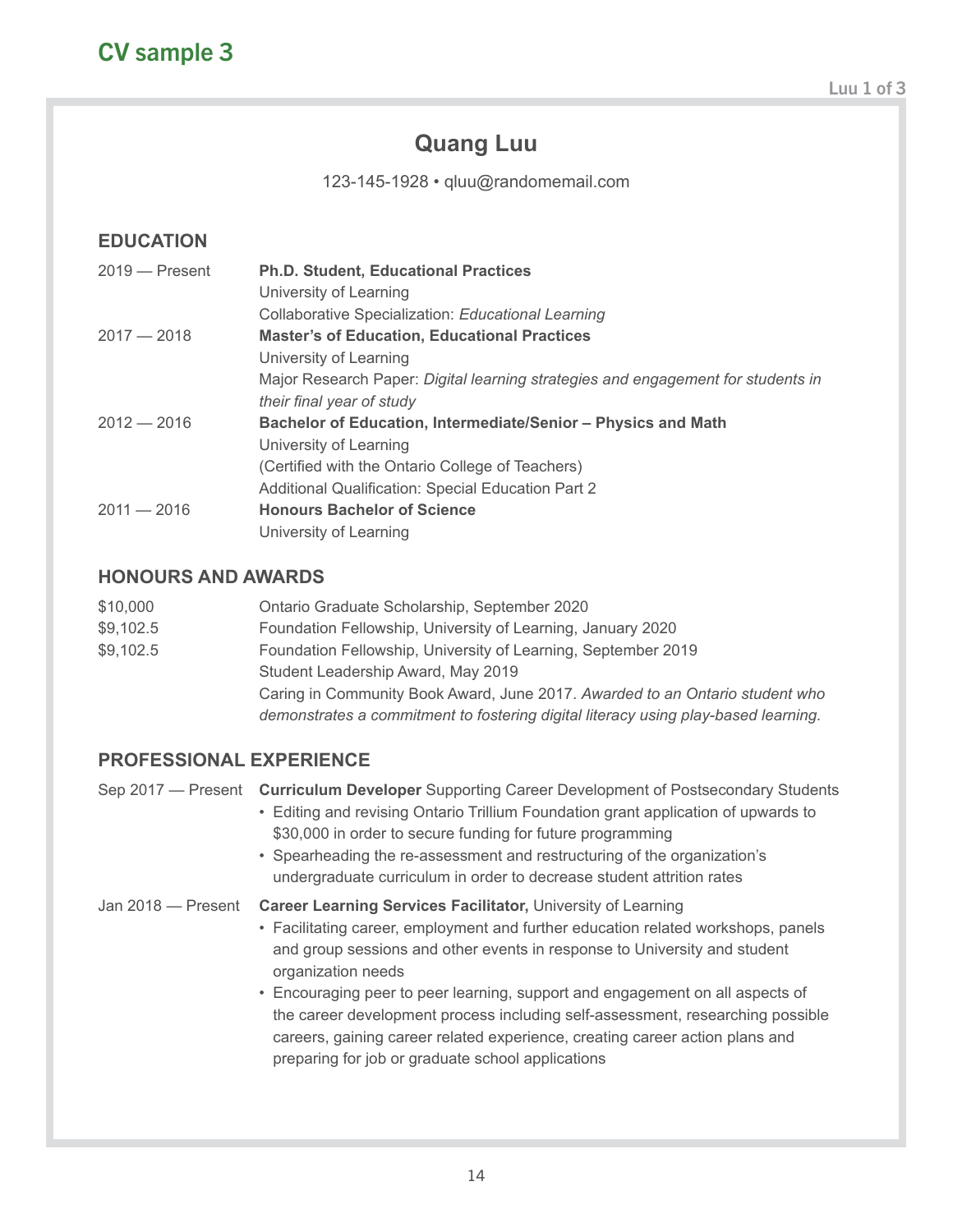## CV sample 3

# Quang Luu

123-145-1928 • qluu@randomemail.com

## EDUCATION

2019 — Present **Ph.D. Student, Educational Practices**
University of Learning
Collaborative Specialization: *Educational Learning*

2017 — 2018 **Master's of Education, Educational Practices**
University of Learning
Major Research Paper: *Digital learning strategies and engagement for students in their final year of study*

2012 — 2016 **Bachelor of Education, Intermediate/Senior – Physics and Math**
University of Learning
(Certified with the Ontario College of Teachers)
Additional Qualification: Special Education Part 2

2011 — 2016 **Honours Bachelor of Science**
University of Learning

## HONOURS AND AWARDS

$10,000 Ontario Graduate Scholarship, September 2020

$9,102.5 Foundation Fellowship, University of Learning, January 2020

$9,102.5 Foundation Fellowship, University of Learning, September 2019

Student Leadership Award, May 2019

Caring in Community Book Award, June 2017. *Awarded to an Ontario student who demonstrates a commitment to fostering digital literacy using play-based learning.*

## PROFESSIONAL EXPERIENCE

Sep 2017 — Present **Curriculum Developer** Supporting Career Development of Postsecondary Students

- Editing and revising Ontario Trillium Foundation grant application of upwards to $30,000 in order to secure funding for future programming
- Spearheading the re-assessment and restructuring of the organization's undergraduate curriculum in order to decrease student attrition rates

Jan 2018 — Present **Career Learning Services Facilitator,** University of Learning

- Facilitating career, employment and further education related workshops, panels and group sessions and other events in response to University and student organization needs
- Encouraging peer to peer learning, support and engagement on all aspects of the career development process including self-assessment, researching possible careers, gaining career related experience, creating career action plans and preparing for job or graduate school applications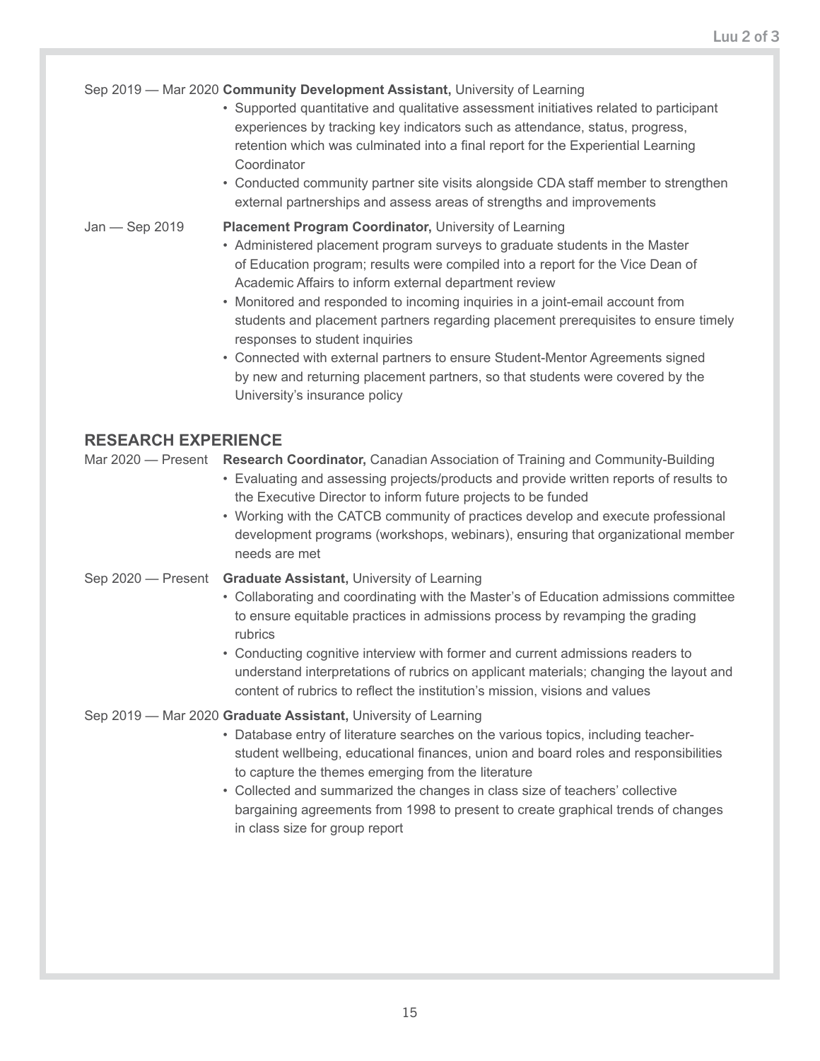Sep 2019 — Mar 2020 **Community Development Assistant,** University of Learning

- Supported quantitative and qualitative assessment initiatives related to participant experiences by tracking key indicators such as attendance, status, progress, retention which was culminated into a final report for the Experiential Learning Coordinator
- Conducted community partner site visits alongside CDA staff member to strengthen external partnerships and assess areas of strengths and improvements

Jan — Sep 2019 **Placement Program Coordinator,** University of Learning

- Administered placement program surveys to graduate students in the Master of Education program; results were compiled into a report for the Vice Dean of Academic Affairs to inform external department review
- Monitored and responded to incoming inquiries in a joint-email account from students and placement partners regarding placement prerequisites to ensure timely responses to student inquiries
- Connected with external partners to ensure Student-Mentor Agreements signed by new and returning placement partners, so that students were covered by the University's insurance policy

## RESEARCH EXPERIENCE

Mar 2020 — Present **Research Coordinator,** Canadian Association of Training and Community-Building

- Evaluating and assessing projects/products and provide written reports of results to the Executive Director to inform future projects to be funded
- Working with the CATCB community of practices develop and execute professional development programs (workshops, webinars), ensuring that organizational member needs are met

Sep 2020 — Present **Graduate Assistant,** University of Learning

- Collaborating and coordinating with the Master's of Education admissions committee to ensure equitable practices in admissions process by revamping the grading rubrics
- Conducting cognitive interview with former and current admissions readers to understand interpretations of rubrics on applicant materials; changing the layout and content of rubrics to reflect the institution's mission, visions and values

Sep 2019 — Mar 2020 **Graduate Assistant,** University of Learning

- Database entry of literature searches on the various topics, including teacher-student wellbeing, educational finances, union and board roles and responsibilities to capture the themes emerging from the literature
- Collected and summarized the changes in class size of teachers' collective bargaining agreements from 1998 to present to create graphical trends of changes in class size for group report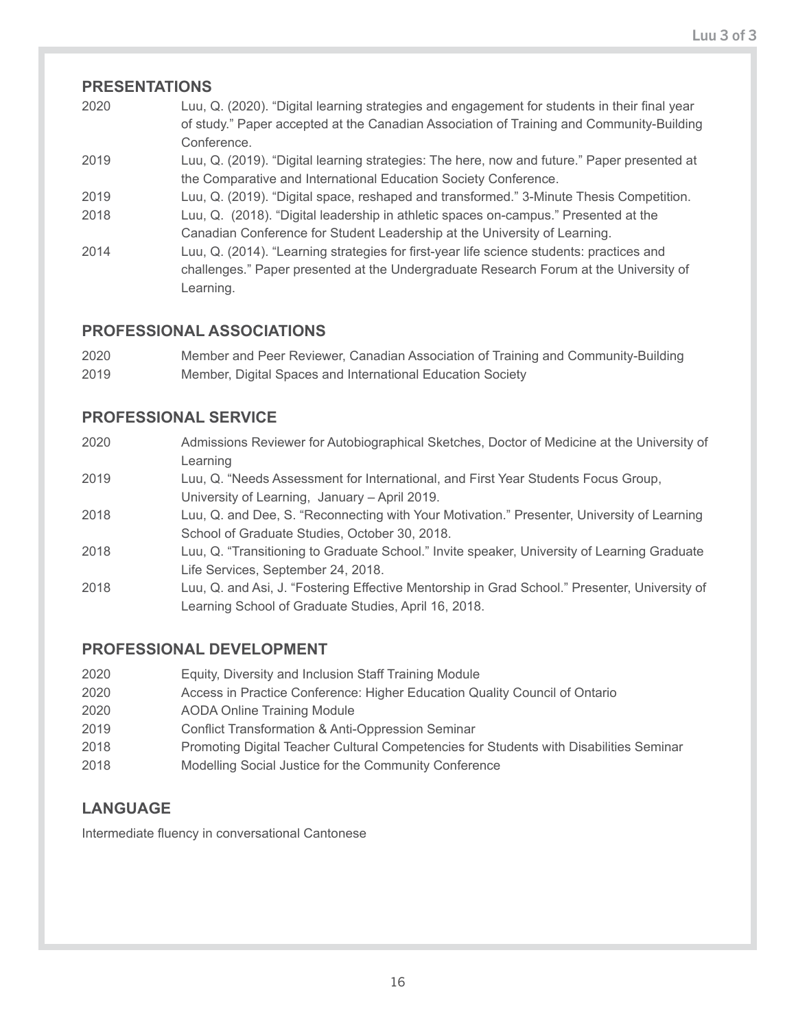## PRESENTATIONS

2020 Luu, Q. (2020). “Digital learning strategies and engagement for students in their final year of study.” Paper accepted at the Canadian Association of Training and Community-Building Conference.

2019 Luu, Q. (2019). “Digital learning strategies: The here, now and future.” Paper presented at the Comparative and International Education Society Conference.

2019 Luu, Q. (2019). “Digital space, reshaped and transformed.” 3-Minute Thesis Competition.

2018 Luu, Q. (2018). “Digital leadership in athletic spaces on-campus.” Presented at the Canadian Conference for Student Leadership at the University of Learning.

2014 Luu, Q. (2014). “Learning strategies for first-year life science students: practices and challenges.” Paper presented at the Undergraduate Research Forum at the University of Learning.

## PROFESSIONAL ASSOCIATIONS

2020 Member and Peer Reviewer, Canadian Association of Training and Community-Building

2019 Member, Digital Spaces and International Education Society

## PROFESSIONAL SERVICE

2020 Admissions Reviewer for Autobiographical Sketches, Doctor of Medicine at the University of Learning

2019 Luu, Q. “Needs Assessment for International, and First Year Students Focus Group, University of Learning, January – April 2019.

2018 Luu, Q. and Dee, S. “Reconnecting with Your Motivation.” Presenter, University of Learning School of Graduate Studies, October 30, 2018.

2018 Luu, Q. “Transitioning to Graduate School.” Invite speaker, University of Learning Graduate Life Services, September 24, 2018.

2018 Luu, Q. and Asi, J. “Fostering Effective Mentorship in Grad School.” Presenter, University of Learning School of Graduate Studies, April 16, 2018.

## PROFESSIONAL DEVELOPMENT

2020 Equity, Diversity and Inclusion Staff Training Module

2020 Access in Practice Conference: Higher Education Quality Council of Ontario

2020 AODA Online Training Module

2019 Conflict Transformation & Anti-Oppression Seminar

2018 Promoting Digital Teacher Cultural Competencies for Students with Disabilities Seminar

2018 Modelling Social Justice for the Community Conference

## LANGUAGE

Intermediate fluency in conversational Cantonese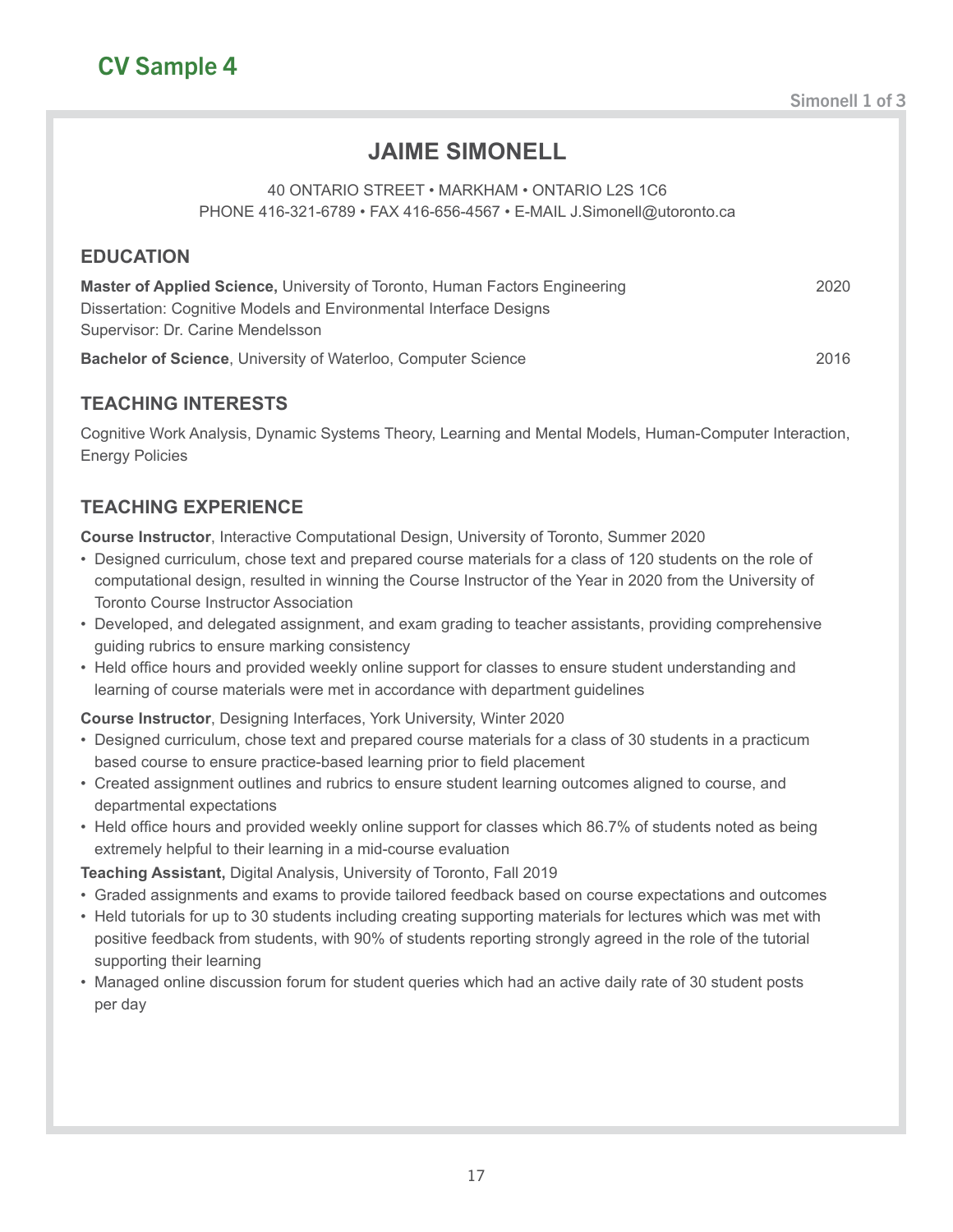# CV Sample 4

## JAIME SIMONELL

40 ONTARIO STREET • MARKHAM • ONTARIO L2S 1C6
PHONE 416-321-6789 • FAX 416-656-4567 • E-MAIL J.Simonell@utoronto.ca

### EDUCATION

**Master of Applied Science,** University of Toronto, Human Factors Engineering 2020
Dissertation: Cognitive Models and Environmental Interface Designs
Supervisor: Dr. Carine Mendelsson

**Bachelor of Science**, University of Waterloo, Computer Science 2016

### TEACHING INTERESTS

Cognitive Work Analysis, Dynamic Systems Theory, Learning and Mental Models, Human-Computer Interaction, Energy Policies

### TEACHING EXPERIENCE

**Course Instructor**, Interactive Computational Design, University of Toronto, Summer 2020

- Designed curriculum, chose text and prepared course materials for a class of 120 students on the role of computational design, resulted in winning the Course Instructor of the Year in 2020 from the University of Toronto Course Instructor Association
- Developed, and delegated assignment, and exam grading to teacher assistants, providing comprehensive guiding rubrics to ensure marking consistency
- Held office hours and provided weekly online support for classes to ensure student understanding and learning of course materials were met in accordance with department guidelines

**Course Instructor**, Designing Interfaces, York University, Winter 2020

- Designed curriculum, chose text and prepared course materials for a class of 30 students in a practicum based course to ensure practice-based learning prior to field placement
- Created assignment outlines and rubrics to ensure student learning outcomes aligned to course, and departmental expectations
- Held office hours and provided weekly online support for classes which 86.7% of students noted as being extremely helpful to their learning in a mid-course evaluation

**Teaching Assistant,** Digital Analysis, University of Toronto, Fall 2019

- Graded assignments and exams to provide tailored feedback based on course expectations and outcomes
- Held tutorials for up to 30 students including creating supporting materials for lectures which was met with positive feedback from students, with 90% of students reporting strongly agreed in the role of the tutorial supporting their learning
- Managed online discussion forum for student queries which had an active daily rate of 30 student posts per day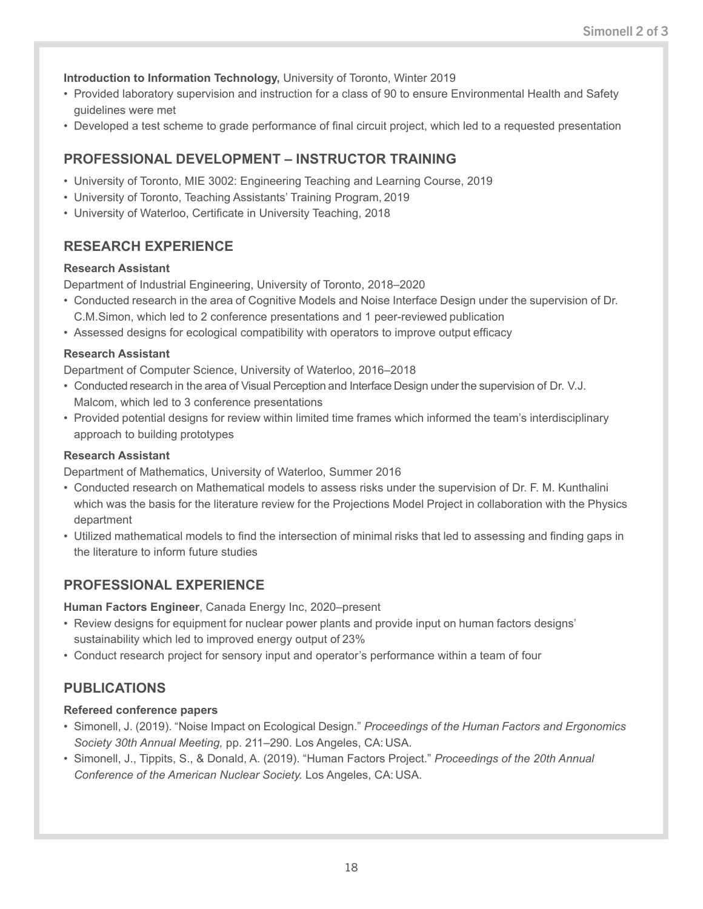**Introduction to Information Technology,** University of Toronto, Winter 2019

- Provided laboratory supervision and instruction for a class of 90 to ensure Environmental Health and Safety guidelines were met
- Developed a test scheme to grade performance of final circuit project, which led to a requested presentation

## PROFESSIONAL DEVELOPMENT – INSTRUCTOR TRAINING

- University of Toronto, MIE 3002: Engineering Teaching and Learning Course, 2019
- University of Toronto, Teaching Assistants' Training Program, 2019
- University of Waterloo, Certificate in University Teaching, 2018

## RESEARCH EXPERIENCE

**Research Assistant**

Department of Industrial Engineering, University of Toronto, 2018–2020

- Conducted research in the area of Cognitive Models and Noise Interface Design under the supervision of Dr. C.M.Simon, which led to 2 conference presentations and 1 peer-reviewed publication
- Assessed designs for ecological compatibility with operators to improve output efficacy

**Research Assistant**

Department of Computer Science, University of Waterloo, 2016–2018

- Conducted research in the area of Visual Perception and Interface Design under the supervision of Dr. V.J. Malcom, which led to 3 conference presentations
- Provided potential designs for review within limited time frames which informed the team's interdisciplinary approach to building prototypes

**Research Assistant**

Department of Mathematics, University of Waterloo, Summer 2016

- Conducted research on Mathematical models to assess risks under the supervision of Dr. F. M. Kunthalini which was the basis for the literature review for the Projections Model Project in collaboration with the Physics department
- Utilized mathematical models to find the intersection of minimal risks that led to assessing and finding gaps in the literature to inform future studies

## PROFESSIONAL EXPERIENCE

**Human Factors Engineer**, Canada Energy Inc, 2020–present

- Review designs for equipment for nuclear power plants and provide input on human factors designs' sustainability which led to improved energy output of 23%
- Conduct research project for sensory input and operator's performance within a team of four

## PUBLICATIONS

**Refereed conference papers**

- Simonell, J. (2019). "Noise Impact on Ecological Design." *Proceedings of the Human Factors and Ergonomics Society 30th Annual Meeting,* pp. 211–290. Los Angeles, CA: USA.
- Simonell, J., Tippits, S., & Donald, A. (2019). "Human Factors Project." *Proceedings of the 20th Annual Conference of the American Nuclear Society.* Los Angeles, CA: USA.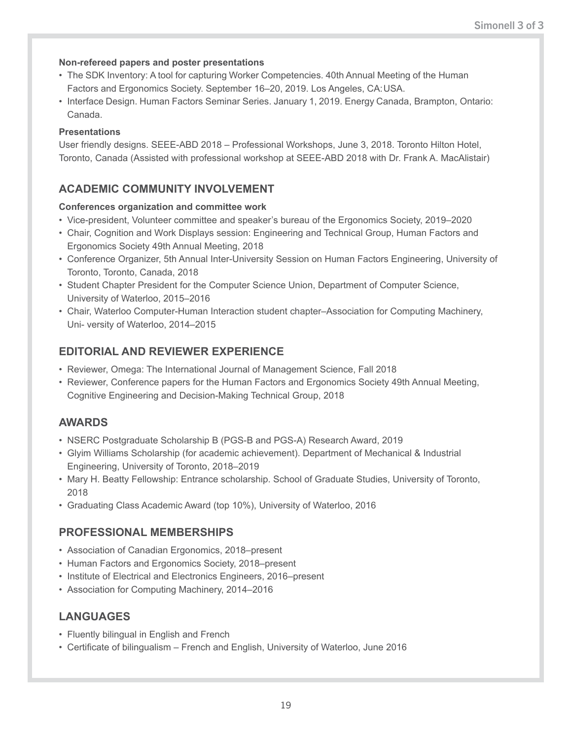**Non-refereed papers and poster presentations**

- The SDK Inventory: A tool for capturing Worker Competencies. 40th Annual Meeting of the Human Factors and Ergonomics Society. September 16–20, 2019. Los Angeles, CA: USA.
- Interface Design. Human Factors Seminar Series. January 1, 2019. Energy Canada, Brampton, Ontario: Canada.

**Presentations**

User friendly designs. SEEE-ABD 2018 – Professional Workshops, June 3, 2018. Toronto Hilton Hotel, Toronto, Canada (Assisted with professional workshop at SEEE-ABD 2018 with Dr. Frank A. MacAlistair)

## ACADEMIC COMMUNITY INVOLVEMENT

**Conferences organization and committee work**

- Vice-president, Volunteer committee and speaker's bureau of the Ergonomics Society, 2019–2020
- Chair, Cognition and Work Displays session: Engineering and Technical Group, Human Factors and Ergonomics Society 49th Annual Meeting, 2018
- Conference Organizer, 5th Annual Inter-University Session on Human Factors Engineering, University of Toronto, Toronto, Canada, 2018
- Student Chapter President for the Computer Science Union, Department of Computer Science, University of Waterloo, 2015–2016
- Chair, Waterloo Computer-Human Interaction student chapter–Association for Computing Machinery, Uni- versity of Waterloo, 2014–2015

## EDITORIAL AND REVIEWER EXPERIENCE

- Reviewer, Omega: The International Journal of Management Science, Fall 2018
- Reviewer, Conference papers for the Human Factors and Ergonomics Society 49th Annual Meeting, Cognitive Engineering and Decision-Making Technical Group, 2018

## AWARDS

- NSERC Postgraduate Scholarship B (PGS-B and PGS-A) Research Award, 2019
- Glyim Williams Scholarship (for academic achievement). Department of Mechanical & Industrial Engineering, University of Toronto, 2018–2019
- Mary H. Beatty Fellowship: Entrance scholarship. School of Graduate Studies, University of Toronto, 2018
- Graduating Class Academic Award (top 10%), University of Waterloo, 2016

## PROFESSIONAL MEMBERSHIPS

- Association of Canadian Ergonomics, 2018–present
- Human Factors and Ergonomics Society, 2018–present
- Institute of Electrical and Electronics Engineers, 2016–present
- Association for Computing Machinery, 2014–2016

## LANGUAGES

- Fluently bilingual in English and French
- Certificate of bilingualism – French and English, University of Waterloo, June 2016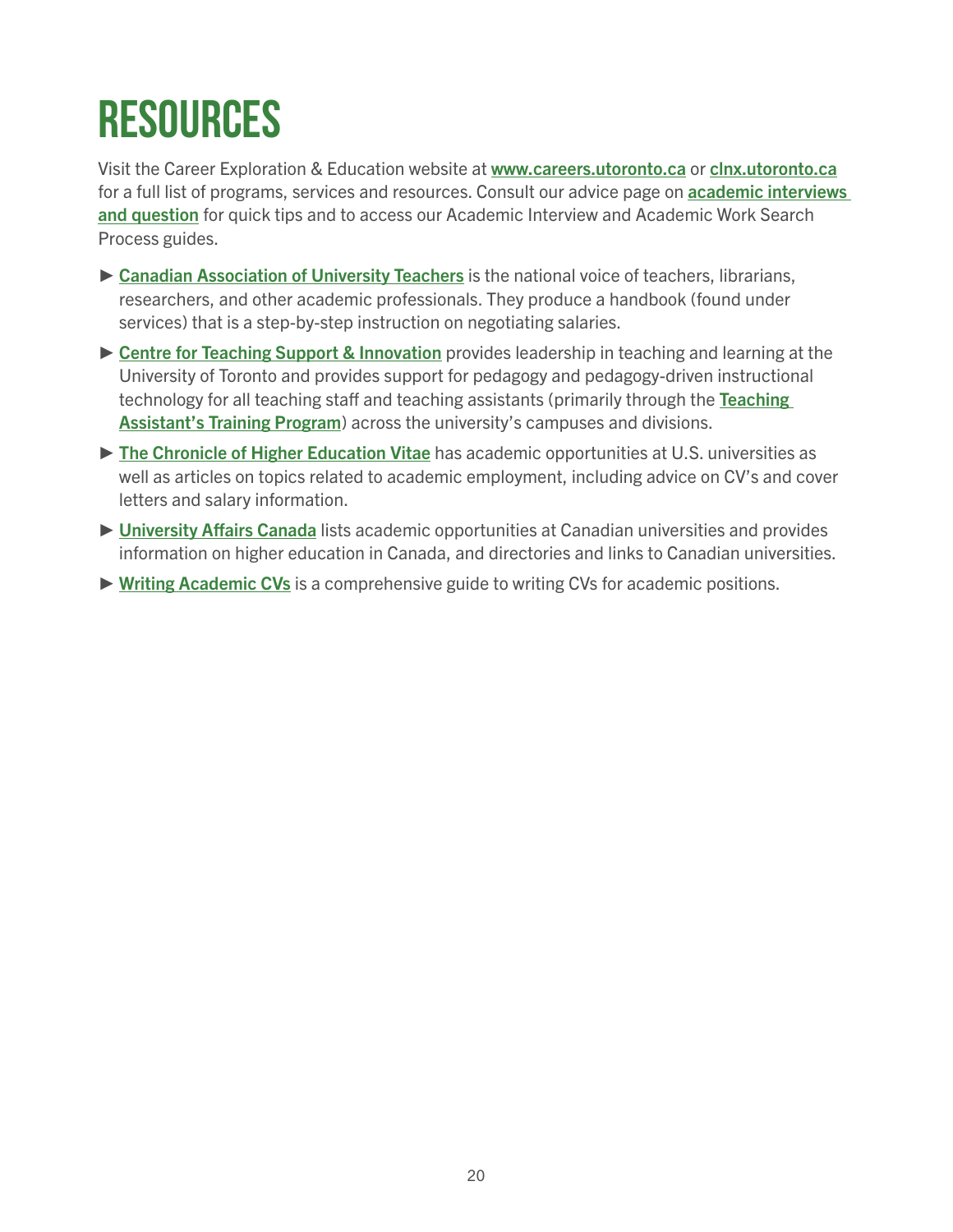# RESOURCES

Visit the Career Exploration & Education website at **www.careers.utoronto.ca** or **clnx.utoronto.ca** for a full list of programs, services and resources. Consult our advice page on **academic interviews and question** for quick tips and to access our Academic Interview and Academic Work Search Process guides.

- **Canadian Association of University Teachers** is the national voice of teachers, librarians, researchers, and other academic professionals. They produce a handbook (found under services) that is a step-by-step instruction on negotiating salaries.
- **Centre for Teaching Support & Innovation** provides leadership in teaching and learning at the University of Toronto and provides support for pedagogy and pedagogy-driven instructional technology for all teaching staff and teaching assistants (primarily through the **Teaching Assistant's Training Program**) across the university's campuses and divisions.
- **The Chronicle of Higher Education Vitae** has academic opportunities at U.S. universities as well as articles on topics related to academic employment, including advice on CV's and cover letters and salary information.
- **University Affairs Canada** lists academic opportunities at Canadian universities and provides information on higher education in Canada, and directories and links to Canadian universities.
- **Writing Academic CVs** is a comprehensive guide to writing CVs for academic positions.